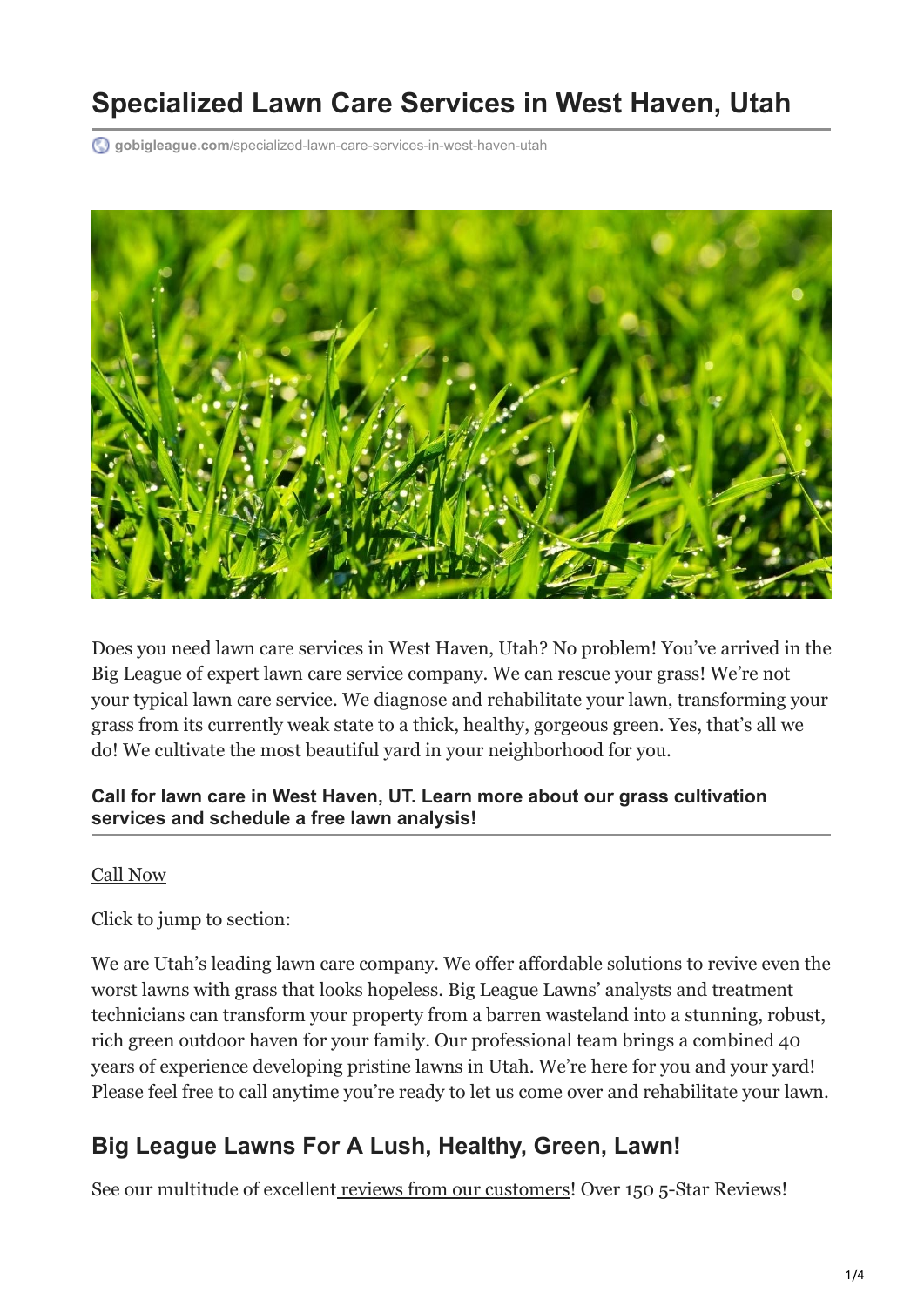# Specialized Lawn Care Services in West Haven, Utah

gobigleague.com/specialized-lawn-care-services-in-west-haven-utah

Does you need lawn care services in West Haven, Utah? No problem! You've arrived in the Big League of expert lawn care service company. We can rescue your grass! We're not your typical lawn care service. We diagnose and rehabilitate your lawn, transforming your grass from its currently weak state to a thick, healthy, gorgeous green. Yes, that's all we do! We cultivate the most beautiful yard in your neighborhood for you.

### Call for lawn care in West Haven, UT. Learn more about our grass cultivation services and schedule a free lawn analysis!

Call Now

Click to jump to section:

We are Utah's leading lawn care company. We offer affordable solutions to revive even the worst lawns with grass that looks hopeless. Big League Lawns' analysts and treatment technicians can transform your property from a barren wasteland into a stunning, robust, rich green outdoor haven for your family. Our professional team brings a combined 40 years of experience developing pristine lawns in Utah. We're here for you and your yard! Please feel free to call anytime you're ready to let us come over and rehabilitate your lawn.

## Big League Lawns For A Lush, Healthy, Green, Lawn!

See our multitude of excellent reviews from our customers! Over 150 5-Star Reviews!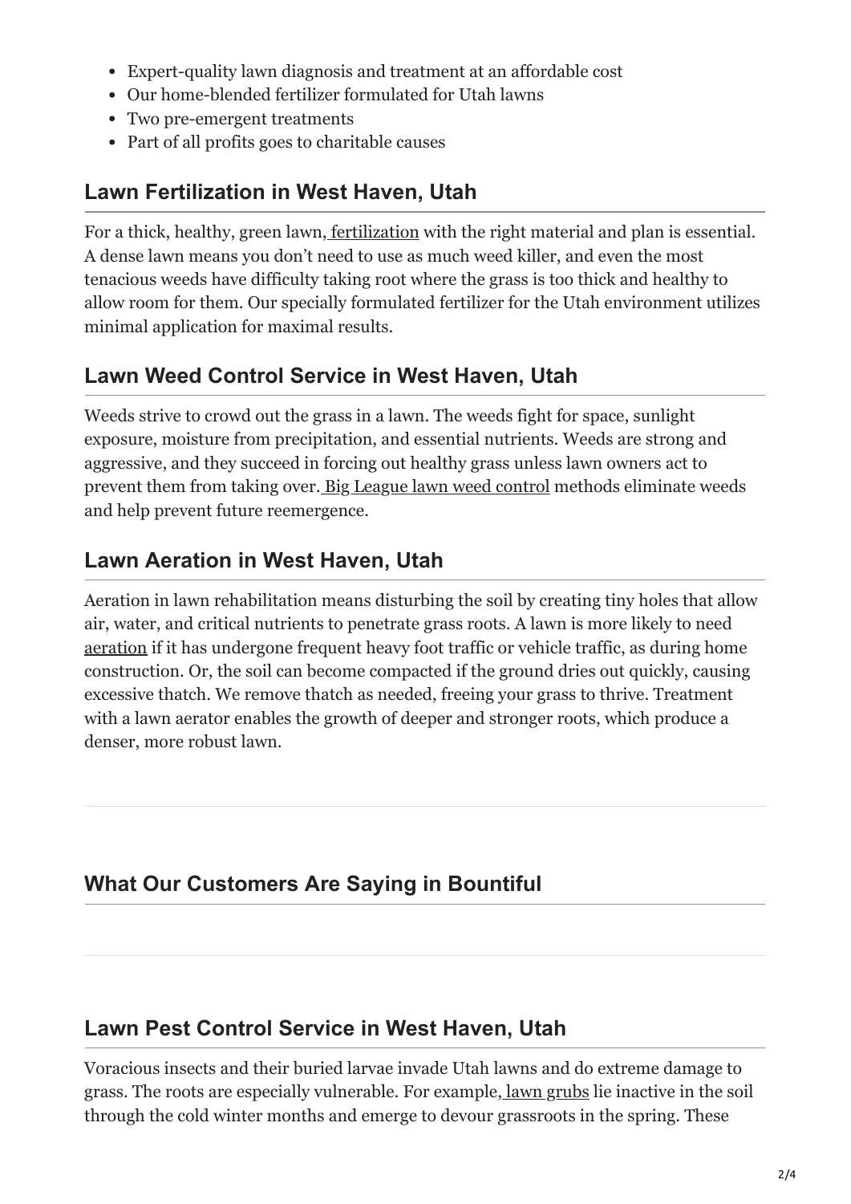- Expert-quality lawn diagnosis and treatment at an affordable cost
- Our home-blended fertilizer formulated for Utah lawns
- Two pre-emergent treatments
- Part of all profits goes to charitable causes

## Lawn Fertilization in West Haven, Utah

For a thick, healthy, green lawn, fertilization with the right material and plan is essential. A dense lawn means you don't need to use as much weed killer, and even the most tenacious weeds have difficulty taking root where the grass is too thick and healthy to allow room for them. Our specially formulated fertilizer for the Utah environment utilizes minimal application for maximal results.

## Lawn Weed Control Service in West Haven, Utah

Weeds strive to crowd out the grass in a lawn. The weeds fight for space, sunlight exposure, moisture from precipitation, and essential nutrients. Weeds are strong and aggressive, and they succeed in forcing out healthy grass unless lawn owners act to prevent them from taking over. Big League lawn weed control methods eliminate weeds and help prevent future reemergence.

## Lawn Aeration in West Haven, Utah

Aeration in lawn rehabilitation means disturbing the soil by creating tiny holes that allow air, water, and critical nutrients to penetrate grass roots. A lawn is more likely to need aeration if it has undergone frequent heavy foot traffic or vehicle traffic, as during home construction. Or, the soil can become compacted if the ground dries out quickly, causing excessive thatch. We remove thatch as needed, freeing your grass to thrive. Treatment with a lawn aerator enables the growth of deeper and stronger roots, which produce a denser, more robust lawn.

## What Our Customers Are Saying in Bountiful

## Lawn Pest Control Service in West Haven, Utah

Voracious insects and their buried larvae invade Utah lawns and do extreme damage to grass. The roots are especially vulnerable. For example, lawn grubs lie inactive in the soil through the cold winter months and emerge to devour grassroots in the spring. These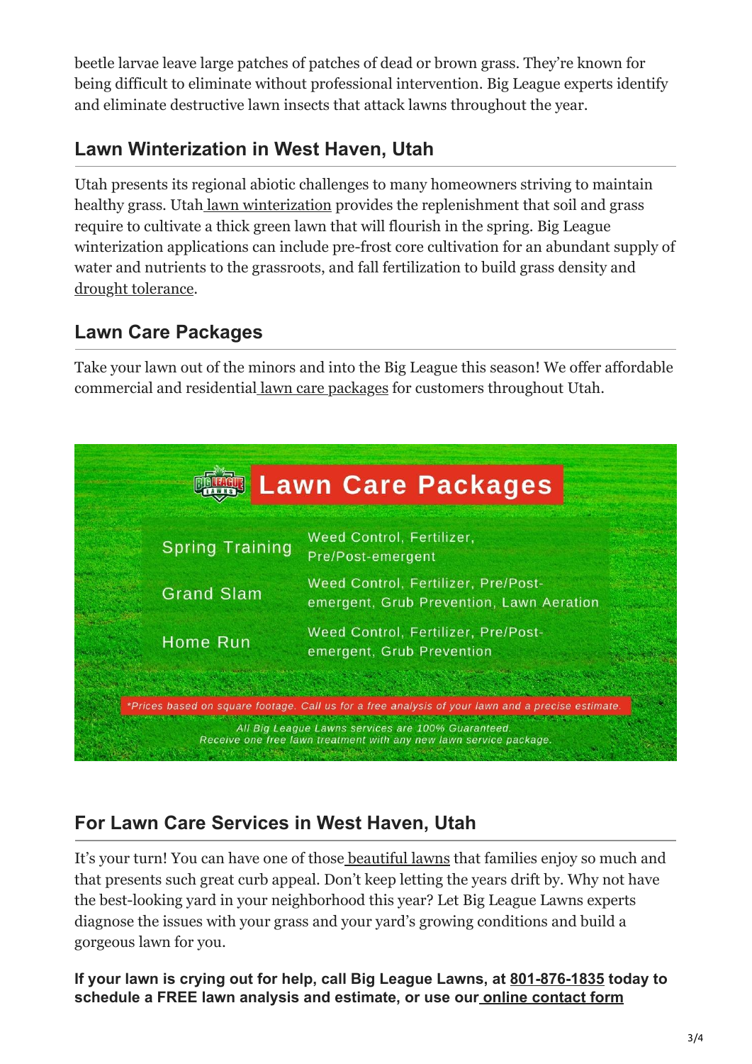beetle larvae leave large patches of patches of dead or brown grass. They're known for being difficult to eliminate without professional intervention. Big League experts identify and eliminate destructive lawn insects that attack lawns throughout the year.

## Lawn Winterization in West Haven, Utah

Utah presents its regional abiotic challenges to many homeowners striving to maintain healthy grass. Utah lawn winterization provides the replenishment that soil and grass require to cultivate a thick green lawn that will flourish in the spring. Big League winterization applications can include pre-frost core cultivation for an abundant supply of water and nutrients to the grassroots, and fall fertilization to build grass density and drought tolerance.

## Lawn Care Packages

Take your lawn out of the minors and into the Big League this season! We offer affordable commercial and residential lawn care packages for customers throughout Utah.

**Lawn Care Packages**

| Package | Services |
| --- | --- |
| Spring Training | Weed Control, Fertilizer, Pre/Post-emergent |
| Grand Slam | Weed Control, Fertilizer, Pre/Post-emergent, Grub Prevention, Lawn Aeration |
| Home Run | Weed Control, Fertilizer, Pre/Post-emergent, Grub Prevention |

*\*Prices based on square footage. Call us for a free analysis of your lawn and a precise estimate.*

*All Big League Lawns services are 100% Guaranteed.*
*Receive one free lawn treatment with any new lawn service package.*

## For Lawn Care Services in West Haven, Utah

It's your turn! You can have one of those beautiful lawns that families enjoy so much and that presents such great curb appeal. Don't keep letting the years drift by. Why not have the best-looking yard in your neighborhood this year? Let Big League Lawns experts diagnose the issues with your grass and your yard's growing conditions and build a gorgeous lawn for you.

**If your lawn is crying out for help, call Big League Lawns, at 801-876-1835 today to schedule a FREE lawn analysis and estimate, or use our online contact form**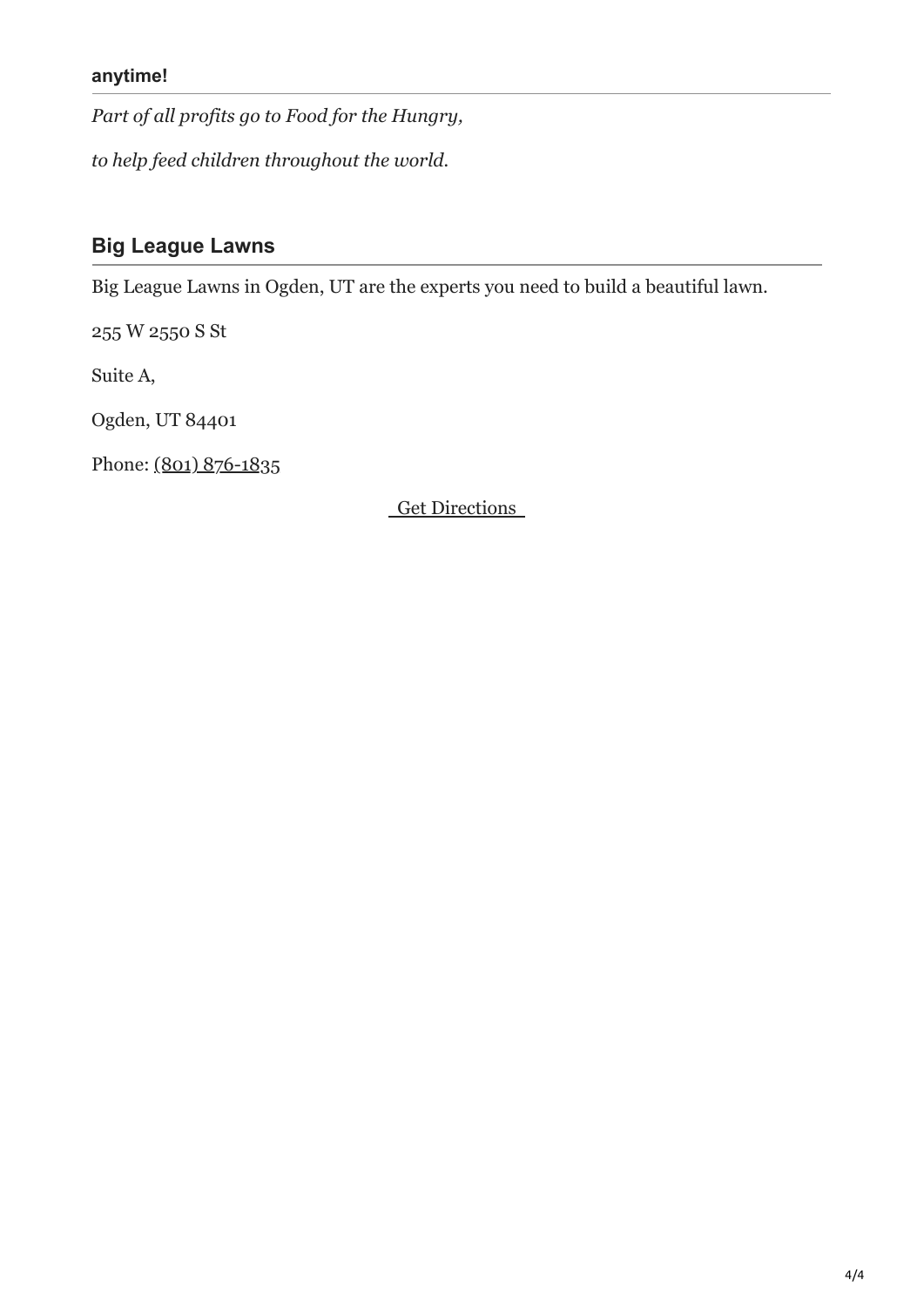**anytime!**

*Part of all profits go to Food for the Hungry,*

*to help feed children throughout the world.*

## Big League Lawns

Big League Lawns in Ogden, UT are the experts you need to build a beautiful lawn.

255 W 2550 S St

Suite A,

Ogden, UT 84401

Phone: (801) 876-1835

Get Directions